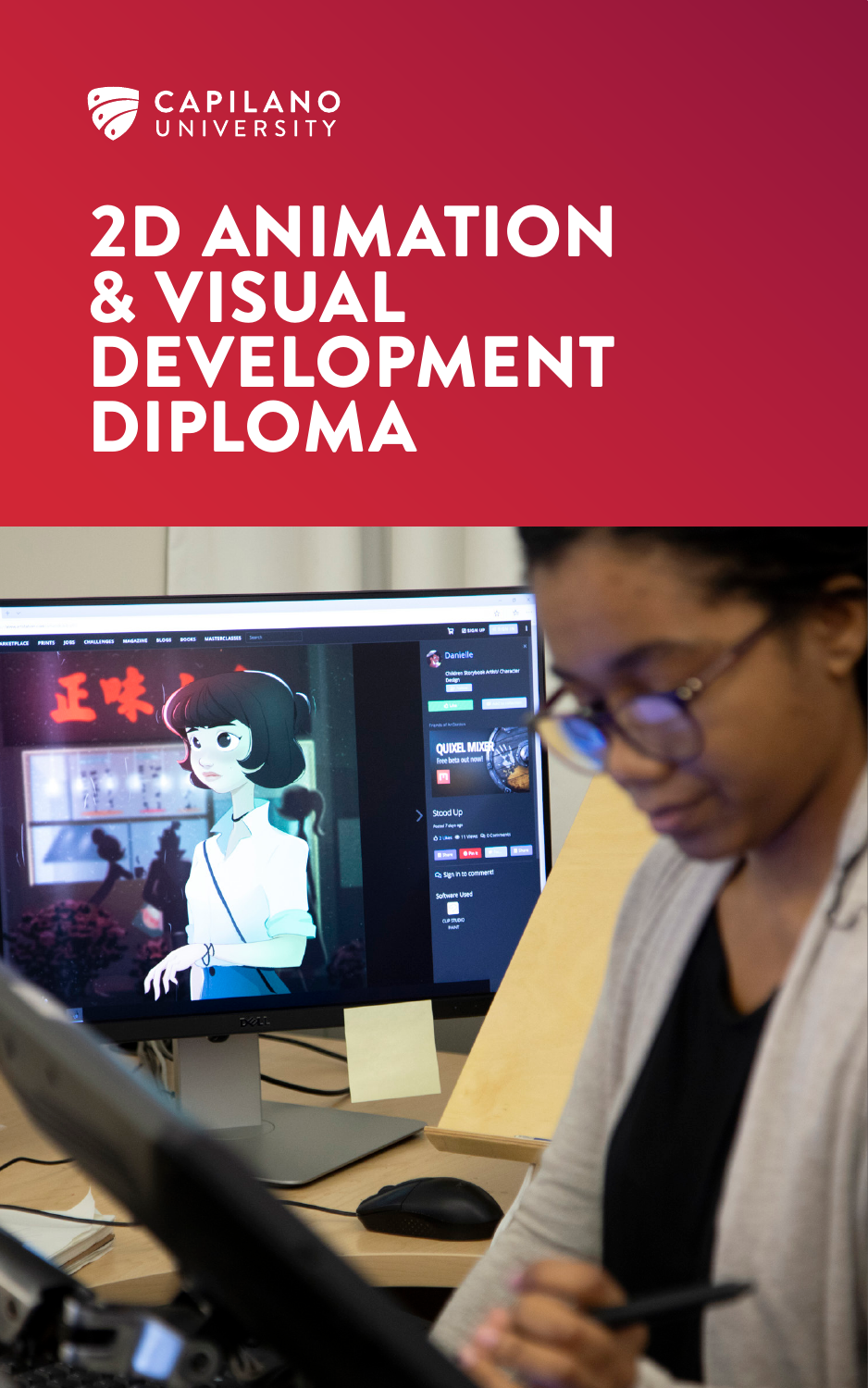CAPILANO UNIVERSITY

# 2D ANIMATION & VISUAL DEVELOPMENT DIPLOMA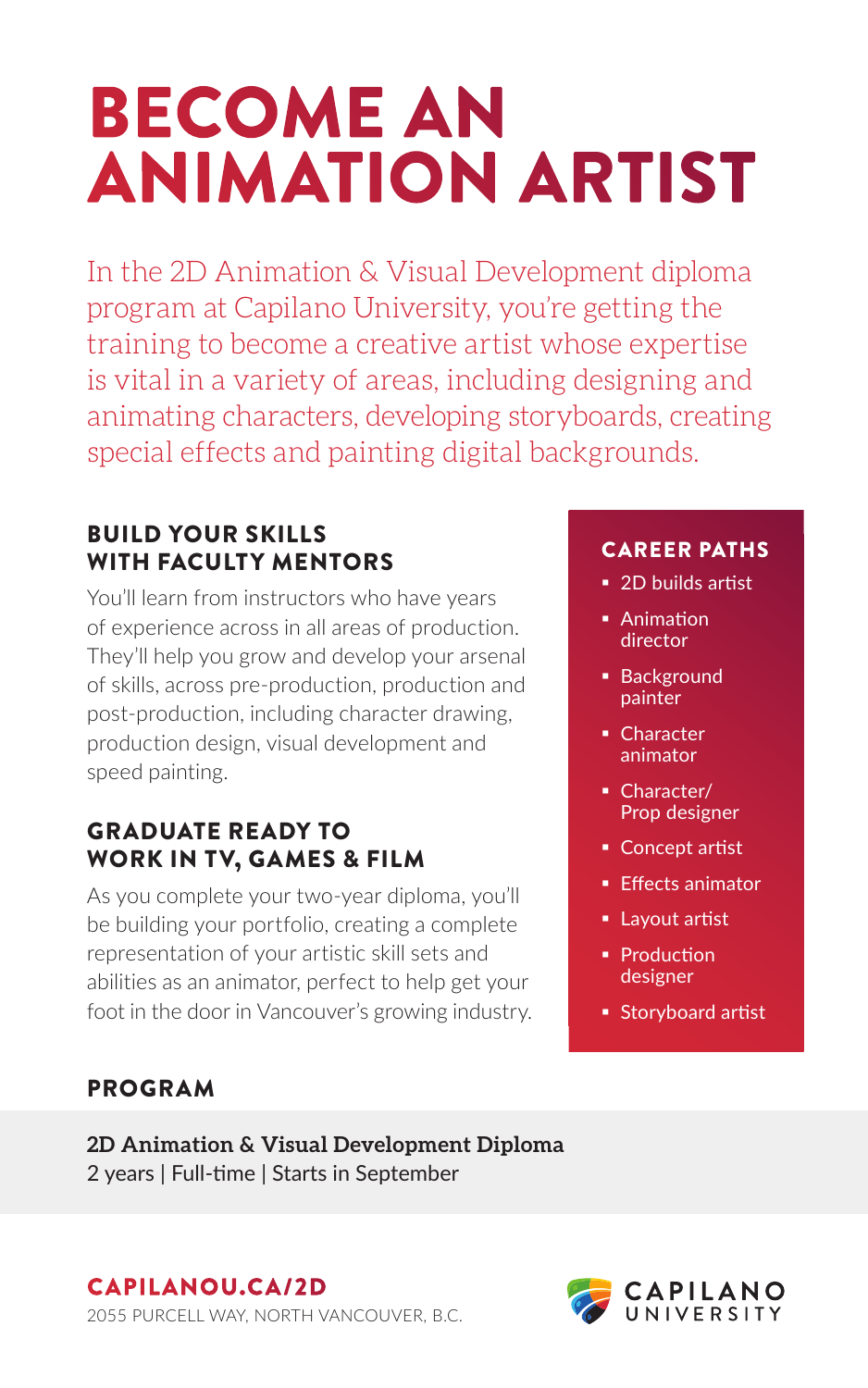# BECOME AN ANIMATION ARTIST

In the 2D Animation & Visual Development diploma program at Capilano University, you're getting the training to become a creative artist whose expertise is vital in a variety of areas, including designing and animating characters, developing storyboards, creating special effects and painting digital backgrounds.

## BUILD YOUR SKILLS WITH FACULTY MENTORS

You'll learn from instructors who have years of experience across in all areas of production. They'll help you grow and develop your arsenal of skills, across pre-production, production and post-production, including character drawing, production design, visual development and speed painting.

## GRADUATE READY TO WORK IN TV, GAMES & FILM

As you complete your two-year diploma, you'll be building your portfolio, creating a complete representation of your artistic skill sets and abilities as an animator, perfect to help get your foot in the door in Vancouver's growing industry.

## CAREER PATHS

- 2D builds artist
- Animation director
- Background painter
- Character animator
- Character/ Prop designer
- Concept artist
- Effects animator
- Layout artist
- Production designer
- Storyboard artist

## PROGRAM

**2D Animation & Visual Development Diploma**
2 years | Full-time | Starts in September

**CAPILANOU.CA/2D**
2055 PURCELL WAY, NORTH VANCOUVER, B.C.

CAPILANO UNIVERSITY